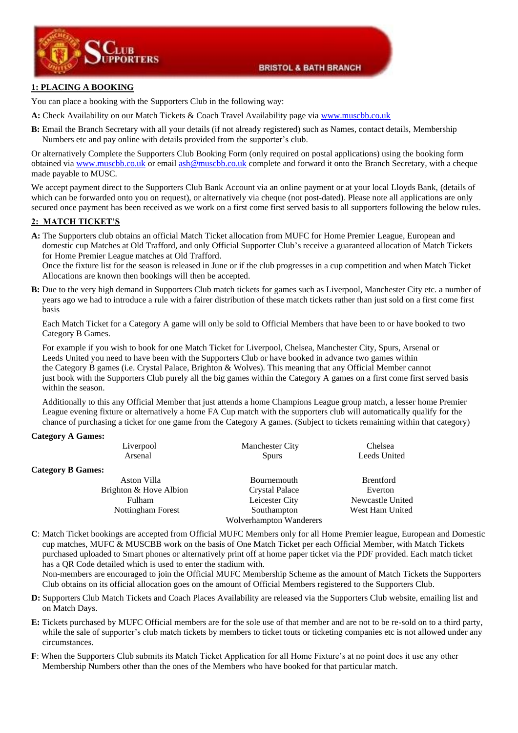SUPPORTERS CLUB

BRISTOL & BATH BRANCH

## 1: PLACING A BOOKING

You can place a booking with the Supporters Club in the following way:

**A:** Check Availability on our Match Tickets & Coach Travel Availability page via www.muscbb.co.uk

**B:** Email the Branch Secretary with all your details (if not already registered) such as Names, contact details, Membership Numbers etc and pay online with details provided from the supporter's club.

Or alternatively Complete the Supporters Club Booking Form (only required on postal applications) using the booking form obtained via www.muscbb.co.uk or email ash@muscbb.co.uk complete and forward it onto the Branch Secretary, with a cheque made payable to MUSC.

We accept payment direct to the Supporters Club Bank Account via an online payment or at your local Lloyds Bank, (details of which can be forwarded onto you on request), or alternatively via cheque (not post-dated). Please note all applications are only secured once payment has been received as we work on a first come first served basis to all supporters following the below rules.

## 2: MATCH TICKET'S

**A:** The Supporters club obtains an official Match Ticket allocation from MUFC for Home Premier League, European and domestic cup Matches at Old Trafford, and only Official Supporter Club's receive a guaranteed allocation of Match Tickets for Home Premier League matches at Old Trafford.
Once the fixture list for the season is released in June or if the club progresses in a cup competition and when Match Ticket Allocations are known then bookings will then be accepted.

**B:** Due to the very high demand in Supporters Club match tickets for games such as Liverpool, Manchester City etc. a number of years ago we had to introduce a rule with a fairer distribution of these match tickets rather than just sold on a first come first basis

Each Match Ticket for a Category A game will only be sold to Official Members that have been to or have booked to two Category B Games.

For example if you wish to book for one Match Ticket for Liverpool, Chelsea, Manchester City, Spurs, Arsenal or Leeds United you need to have been with the Supporters Club or have booked in advance two games within the Category B games (i.e. Crystal Palace, Brighton & Wolves). This meaning that any Official Member cannot just book with the Supporters Club purely all the big games within the Category A games on a first come first served basis within the season.

Additionally to this any Official Member that just attends a home Champions League group match, a lesser home Premier League evening fixture or alternatively a home FA Cup match with the supporters club will automatically qualify for the chance of purchasing a ticket for one game from the Category A games. (Subject to tickets remaining within that category)

**Category A Games:**

| | | |
|---|---|---|
| Liverpool | Manchester City | Chelsea |
| Arsenal | Spurs | Leeds United |

**Category B Games:**

| | | |
|---|---|---|
| Aston Villa | Bournemouth | Brentford |
| Brighton & Hove Albion | Crystal Palace | Everton |
| Fulham | Leicester City | Newcastle United |
| Nottingham Forest | Southampton | West Ham United |
| | Wolverhampton Wanderers | |

**C**: Match Ticket bookings are accepted from Official MUFC Members only for all Home Premier league, European and Domestic cup matches, MUFC & MUSCBB work on the basis of One Match Ticket per each Official Member, with Match Tickets purchased uploaded to Smart phones or alternatively print off at home paper ticket via the PDF provided. Each match ticket has a QR Code detailed which is used to enter the stadium with.
Non-members are encouraged to join the Official MUFC Membership Scheme as the amount of Match Tickets the Supporters Club obtains on its official allocation goes on the amount of Official Members registered to the Supporters Club.

**D:** Supporters Club Match Tickets and Coach Places Availability are released via the Supporters Club website, emailing list and on Match Days.

**E:** Tickets purchased by MUFC Official members are for the sole use of that member and are not to be re-sold on to a third party, while the sale of supporter's club match tickets by members to ticket touts or ticketing companies etc is not allowed under any circumstances.

**F**: When the Supporters Club submits its Match Ticket Application for all Home Fixture's at no point does it use any other Membership Numbers other than the ones of the Members who have booked for that particular match.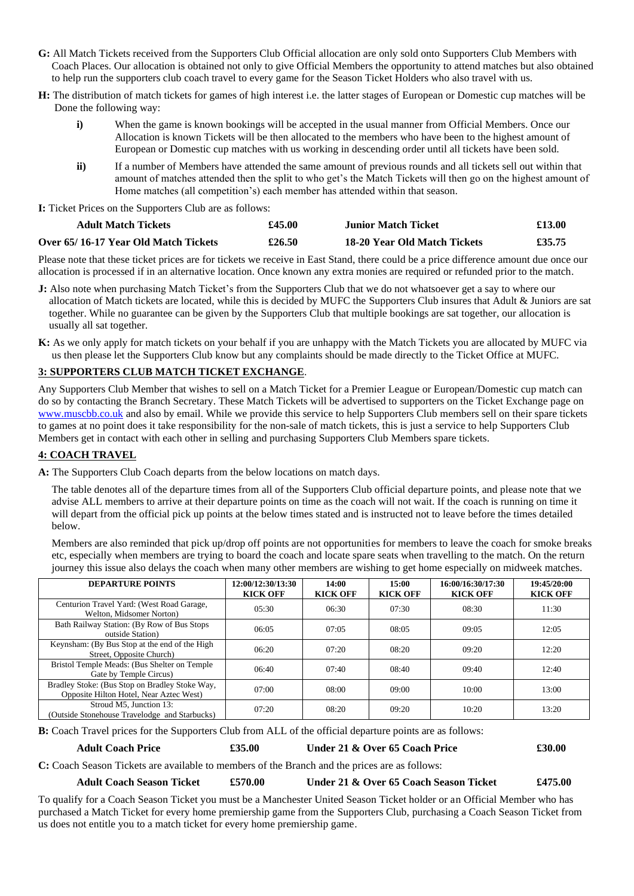**G:** All Match Tickets received from the Supporters Club Official allocation are only sold onto Supporters Club Members with Coach Places. Our allocation is obtained not only to give Official Members the opportunity to attend matches but also obtained to help run the supporters club coach travel to every game for the Season Ticket Holders who also travel with us.

**H:** The distribution of match tickets for games of high interest i.e. the latter stages of European or Domestic cup matches will be Done the following way:

- **i)** When the game is known bookings will be accepted in the usual manner from Official Members. Once our Allocation is known Tickets will be then allocated to the members who have been to the highest amount of European or Domestic cup matches with us working in descending order until all tickets have been sold.
- **ii)** If a number of Members have attended the same amount of previous rounds and all tickets sell out within that amount of matches attended then the split to who get's the Match Tickets will then go on the highest amount of Home matches (all competition's) each member has attended within that season.

**I:** Ticket Prices on the Supporters Club are as follows:

| | | | |
|---|---|---|---|
| **Adult Match Tickets** | **£45.00** | **Junior Match Ticket** | **£13.00** |
| **Over 65/ 16-17 Year Old Match Tickets** | **£26.50** | **18-20 Year Old Match Tickets** | **£35.75** |

Please note that these ticket prices are for tickets we receive in East Stand, there could be a price difference amount due once our allocation is processed if in an alternative location. Once known any extra monies are required or refunded prior to the match.

**J:** Also note when purchasing Match Ticket's from the Supporters Club that we do not whatsoever get a say to where our allocation of Match tickets are located, while this is decided by MUFC the Supporters Club insures that Adult & Juniors are sat together. While no guarantee can be given by the Supporters Club that multiple bookings are sat together, our allocation is usually all sat together.

**K:** As we only apply for match tickets on your behalf if you are unhappy with the Match Tickets you are allocated by MUFC via us then please let the Supporters Club know but any complaints should be made directly to the Ticket Office at MUFC.

## 3: SUPPORTERS CLUB MATCH TICKET EXCHANGE.

Any Supporters Club Member that wishes to sell on a Match Ticket for a Premier League or European/Domestic cup match can do so by contacting the Branch Secretary. These Match Tickets will be advertised to supporters on the Ticket Exchange page on www.muscbb.co.uk and also by email. While we provide this service to help Supporters Club members sell on their spare tickets to games at no point does it take responsibility for the non-sale of match tickets, this is just a service to help Supporters Club Members get in contact with each other in selling and purchasing Supporters Club Members spare tickets.

## 4: COACH TRAVEL

**A:** The Supporters Club Coach departs from the below locations on match days.

The table denotes all of the departure times from all of the Supporters Club official departure points, and please note that we advise ALL members to arrive at their departure points on time as the coach will not wait. If the coach is running on time it will depart from the official pick up points at the below times stated and is instructed not to leave before the times detailed below.

Members are also reminded that pick up/drop off points are not opportunities for members to leave the coach for smoke breaks etc, especially when members are trying to board the coach and locate spare seats when travelling to the match. On the return journey this issue also delays the coach when many other members are wishing to get home especially on midweek matches.

| DEPARTURE POINTS | 12:00/12:30/13:30 KICK OFF | 14:00 KICK OFF | 15:00 KICK OFF | 16:00/16:30/17:30 KICK OFF | 19:45/20:00 KICK OFF |
|---|---|---|---|---|---|
| Centurion Travel Yard: (West Road Garage, Welton, Midsomer Norton) | 05:30 | 06:30 | 07:30 | 08:30 | 11:30 |
| Bath Railway Station: (By Row of Bus Stops outside Station) | 06:05 | 07:05 | 08:05 | 09:05 | 12:05 |
| Keynsham: (By Bus Stop at the end of the High Street, Opposite Church) | 06:20 | 07:20 | 08:20 | 09:20 | 12:20 |
| Bristol Temple Meads: (Bus Shelter on Temple Gate by Temple Circus) | 06:40 | 07:40 | 08:40 | 09:40 | 12:40 |
| Bradley Stoke: (Bus Stop on Bradley Stoke Way, Opposite Hilton Hotel, Near Aztec West) | 07:00 | 08:00 | 09:00 | 10:00 | 13:00 |
| Stroud M5, Junction 13: (Outside Stonehouse Travelodge and Starbucks) | 07:20 | 08:20 | 09:20 | 10:20 | 13:20 |

**B:** Coach Travel prices for the Supporters Club from ALL of the official departure points are as follows:

| | | | |
|---|---|---|---|
| **Adult Coach Price** | **£35.00** | **Under 21 & Over 65 Coach Price** | **£30.00** |

**C:** Coach Season Tickets are available to members of the Branch and the prices are as follows:

| | | | |
|---|---|---|---|
| **Adult Coach Season Ticket** | **£570.00** | **Under 21 & Over 65 Coach Season Ticket** | **£475.00** |

To qualify for a Coach Season Ticket you must be a Manchester United Season Ticket holder or an Official Member who has purchased a Match Ticket for every home premiership game from the Supporters Club, purchasing a Coach Season Ticket from us does not entitle you to a match ticket for every home premiership game.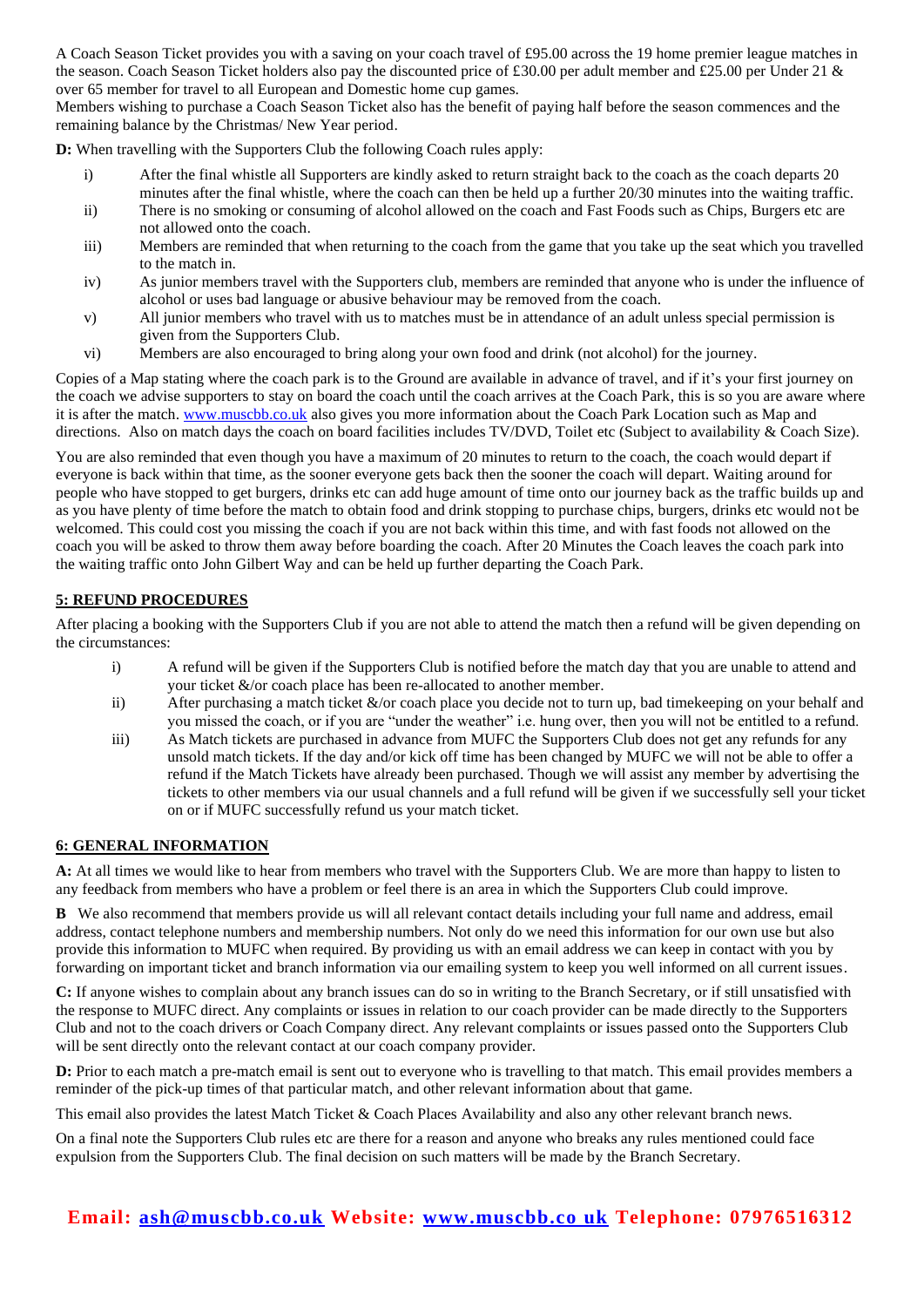A Coach Season Ticket provides you with a saving on your coach travel of £95.00 across the 19 home premier league matches in the season. Coach Season Ticket holders also pay the discounted price of £30.00 per adult member and £25.00 per Under 21 & over 65 member for travel to all European and Domestic home cup games.

Members wishing to purchase a Coach Season Ticket also has the benefit of paying half before the season commences and the remaining balance by the Christmas/ New Year period.

**D:** When travelling with the Supporters Club the following Coach rules apply:

- i) After the final whistle all Supporters are kindly asked to return straight back to the coach as the coach departs 20 minutes after the final whistle, where the coach can then be held up a further 20/30 minutes into the waiting traffic.
- ii) There is no smoking or consuming of alcohol allowed on the coach and Fast Foods such as Chips, Burgers etc are not allowed onto the coach.
- iii) Members are reminded that when returning to the coach from the game that you take up the seat which you travelled to the match in.
- iv) As junior members travel with the Supporters club, members are reminded that anyone who is under the influence of alcohol or uses bad language or abusive behaviour may be removed from the coach.
- v) All junior members who travel with us to matches must be in attendance of an adult unless special permission is given from the Supporters Club.
- vi) Members are also encouraged to bring along your own food and drink (not alcohol) for the journey.

Copies of a Map stating where the coach park is to the Ground are available in advance of travel, and if it's your first journey on the coach we advise supporters to stay on board the coach until the coach arrives at the Coach Park, this is so you are aware where it is after the match. www.muscbb.co.uk also gives you more information about the Coach Park Location such as Map and directions. Also on match days the coach on board facilities includes TV/DVD, Toilet etc (Subject to availability & Coach Size).

You are also reminded that even though you have a maximum of 20 minutes to return to the coach, the coach would depart if everyone is back within that time, as the sooner everyone gets back then the sooner the coach will depart. Waiting around for people who have stopped to get burgers, drinks etc can add huge amount of time onto our journey back as the traffic builds up and as you have plenty of time before the match to obtain food and drink stopping to purchase chips, burgers, drinks etc would not be welcomed. This could cost you missing the coach if you are not back within this time, and with fast foods not allowed on the coach you will be asked to throw them away before boarding the coach. After 20 Minutes the Coach leaves the coach park into the waiting traffic onto John Gilbert Way and can be held up further departing the Coach Park.

## 5: REFUND PROCEDURES

After placing a booking with the Supporters Club if you are not able to attend the match then a refund will be given depending on the circumstances:

- i) A refund will be given if the Supporters Club is notified before the match day that you are unable to attend and your ticket &/or coach place has been re-allocated to another member.
- ii) After purchasing a match ticket &/or coach place you decide not to turn up, bad timekeeping on your behalf and you missed the coach, or if you are "under the weather" i.e. hung over, then you will not be entitled to a refund.
- iii) As Match tickets are purchased in advance from MUFC the Supporters Club does not get any refunds for any unsold match tickets. If the day and/or kick off time has been changed by MUFC we will not be able to offer a refund if the Match Tickets have already been purchased. Though we will assist any member by advertising the tickets to other members via our usual channels and a full refund will be given if we successfully sell your ticket on or if MUFC successfully refund us your match ticket.

## 6: GENERAL INFORMATION

**A:** At all times we would like to hear from members who travel with the Supporters Club. We are more than happy to listen to any feedback from members who have a problem or feel there is an area in which the Supporters Club could improve.

**B** We also recommend that members provide us will all relevant contact details including your full name and address, email address, contact telephone numbers and membership numbers. Not only do we need this information for our own use but also provide this information to MUFC when required. By providing us with an email address we can keep in contact with you by forwarding on important ticket and branch information via our emailing system to keep you well informed on all current issues.

**C:** If anyone wishes to complain about any branch issues can do so in writing to the Branch Secretary, or if still unsatisfied with the response to MUFC direct. Any complaints or issues in relation to our coach provider can be made directly to the Supporters Club and not to the coach drivers or Coach Company direct. Any relevant complaints or issues passed onto the Supporters Club will be sent directly onto the relevant contact at our coach company provider.

**D:** Prior to each match a pre-match email is sent out to everyone who is travelling to that match. This email provides members a reminder of the pick-up times of that particular match, and other relevant information about that game.

This email also provides the latest Match Ticket & Coach Places Availability and also any other relevant branch news.

On a final note the Supporters Club rules etc are there for a reason and anyone who breaks any rules mentioned could face expulsion from the Supporters Club. The final decision on such matters will be made by the Branch Secretary.

**Email: ash@muscbb.co.uk Website: www.muscbb.co uk Telephone: 07976516312**